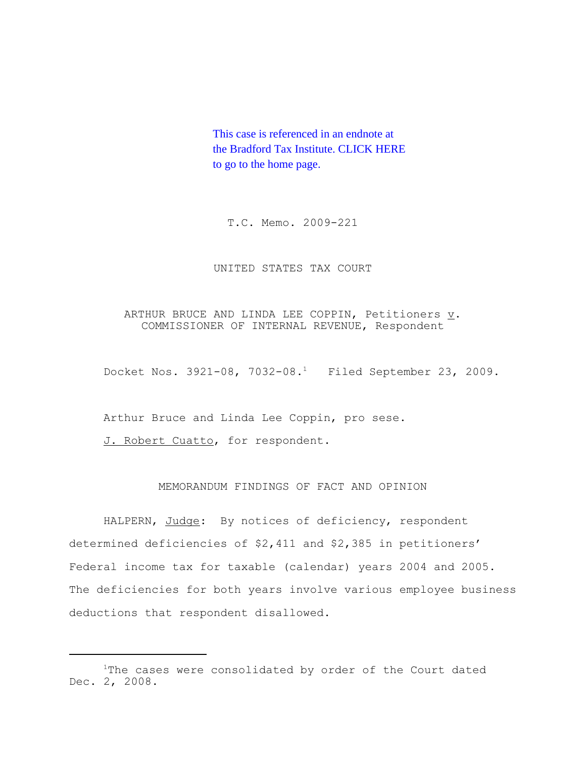This case is referenced in an endnote at the Bradford Tax Institute. CLICK HERE to go to the home page.

T.C. Memo. 2009-221

UNITED STATES TAX COURT

ARTHUR BRUCE AND LINDA LEE COPPIN, Petitioners v. COMMISSIONER OF INTERNAL REVENUE, Respondent

Docket Nos. 3921-08, 7032-08.[1] Filed September 23, 2009.

Arthur Bruce and Linda Lee Coppin, pro sese.

J. Robert Cuatto, for respondent.

MEMORANDUM FINDINGS OF FACT AND OPINION

HALPERN, Judge: By notices of deficiency, respondent determined deficiencies of $2,411 and $2,385 in petitioners' Federal income tax for taxable (calendar) years 2004 and 2005. The deficiencies for both years involve various employee business deductions that respondent disallowed.

---

[1]The cases were consolidated by order of the Court dated Dec. 2, 2008.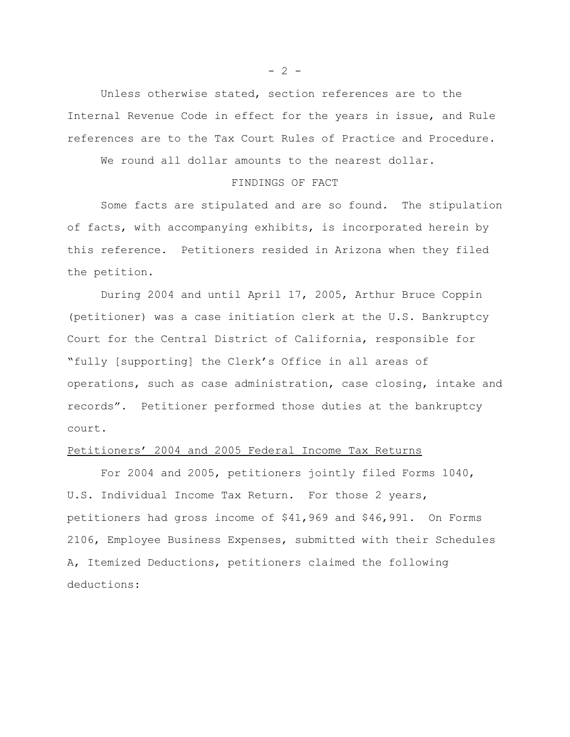Unless otherwise stated, section references are to the Internal Revenue Code in effect for the years in issue, and Rule references are to the Tax Court Rules of Practice and Procedure.

We round all dollar amounts to the nearest dollar.

## FINDINGS OF FACT

Some facts are stipulated and are so found. The stipulation of facts, with accompanying exhibits, is incorporated herein by this reference. Petitioners resided in Arizona when they filed the petition.

During 2004 and until April 17, 2005, Arthur Bruce Coppin (petitioner) was a case initiation clerk at the U.S. Bankruptcy Court for the Central District of California, responsible for "fully [supporting] the Clerk's Office in all areas of operations, such as case administration, case closing, intake and records". Petitioner performed those duties at the bankruptcy court.

### Petitioners' 2004 and 2005 Federal Income Tax Returns

For 2004 and 2005, petitioners jointly filed Forms 1040, U.S. Individual Income Tax Return. For those 2 years, petitioners had gross income of $41,969 and $46,991. On Forms 2106, Employee Business Expenses, submitted with their Schedules A, Itemized Deductions, petitioners claimed the following deductions: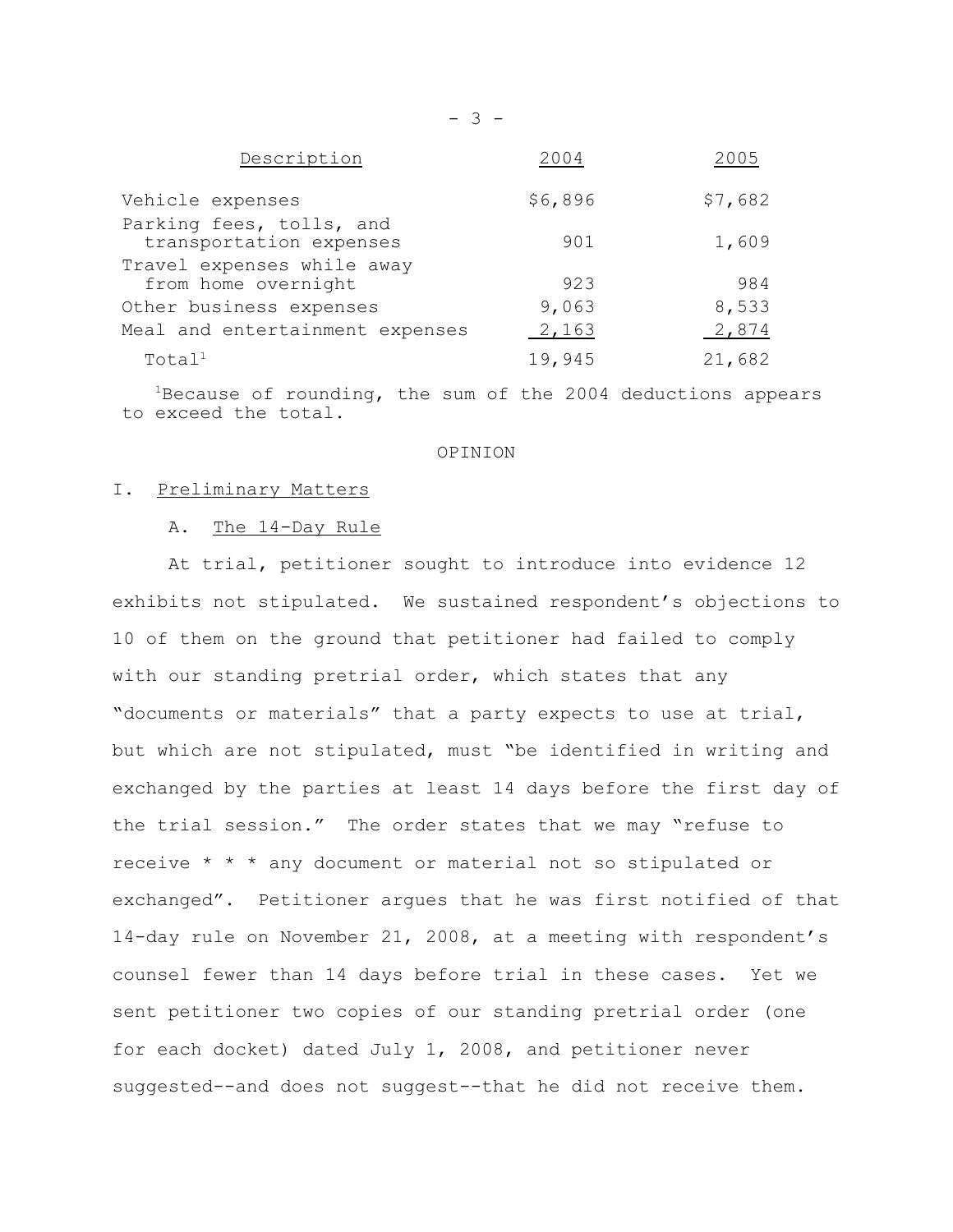| Description | 2004 | 2005 |
|---|---|---|
| Vehicle expenses | $6,896 | $7,682 |
| Parking fees, tolls, and transportation expenses | 901 | 1,609 |
| Travel expenses while away from home overnight | 923 | 984 |
| Other business expenses | 9,063 | 8,533 |
| Meal and entertainment expenses | 2,163 | 2,874 |
| Total[1] | 19,945 | 21,682 |

[1]Because of rounding, the sum of the 2004 deductions appears to exceed the total.

OPINION

## I. Preliminary Matters

### A. The 14-Day Rule

At trial, petitioner sought to introduce into evidence 12 exhibits not stipulated. We sustained respondent's objections to 10 of them on the ground that petitioner had failed to comply with our standing pretrial order, which states that any "documents or materials" that a party expects to use at trial, but which are not stipulated, must "be identified in writing and exchanged by the parties at least 14 days before the first day of the trial session." The order states that we may "refuse to receive * * * any document or material not so stipulated or exchanged". Petitioner argues that he was first notified of that 14-day rule on November 21, 2008, at a meeting with respondent's counsel fewer than 14 days before trial in these cases. Yet we sent petitioner two copies of our standing pretrial order (one for each docket) dated July 1, 2008, and petitioner never suggested--and does not suggest--that he did not receive them.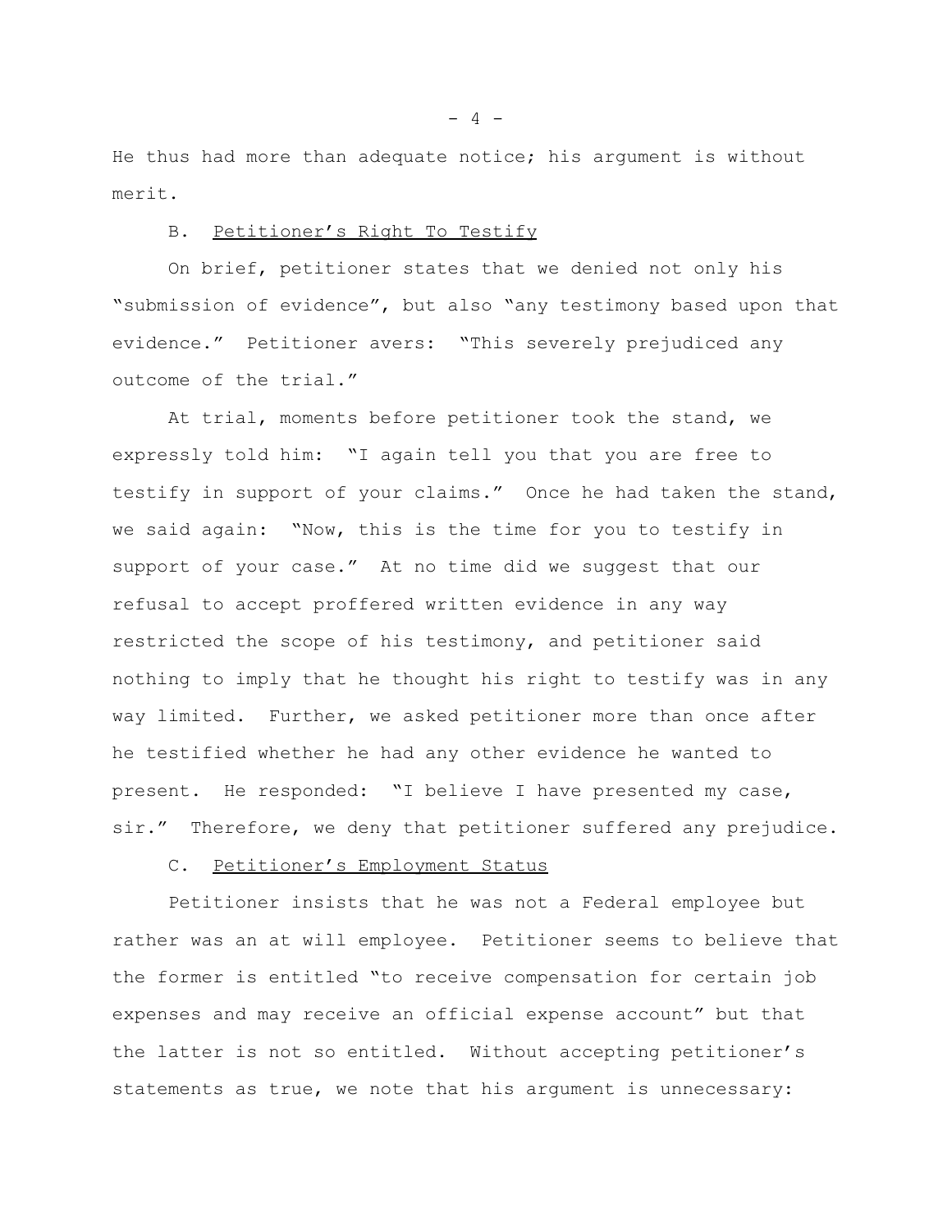He thus had more than adequate notice; his argument is without merit.

B. Petitioner's Right To Testify

On brief, petitioner states that we denied not only his "submission of evidence", but also "any testimony based upon that evidence." Petitioner avers: "This severely prejudiced any outcome of the trial."

At trial, moments before petitioner took the stand, we expressly told him: "I again tell you that you are free to testify in support of your claims." Once he had taken the stand, we said again: "Now, this is the time for you to testify in support of your case." At no time did we suggest that our refusal to accept proffered written evidence in any way restricted the scope of his testimony, and petitioner said nothing to imply that he thought his right to testify was in any way limited. Further, we asked petitioner more than once after he testified whether he had any other evidence he wanted to present. He responded: "I believe I have presented my case, sir." Therefore, we deny that petitioner suffered any prejudice.

C. Petitioner's Employment Status

Petitioner insists that he was not a Federal employee but rather was an at will employee. Petitioner seems to believe that the former is entitled "to receive compensation for certain job expenses and may receive an official expense account" but that the latter is not so entitled. Without accepting petitioner's statements as true, we note that his argument is unnecessary: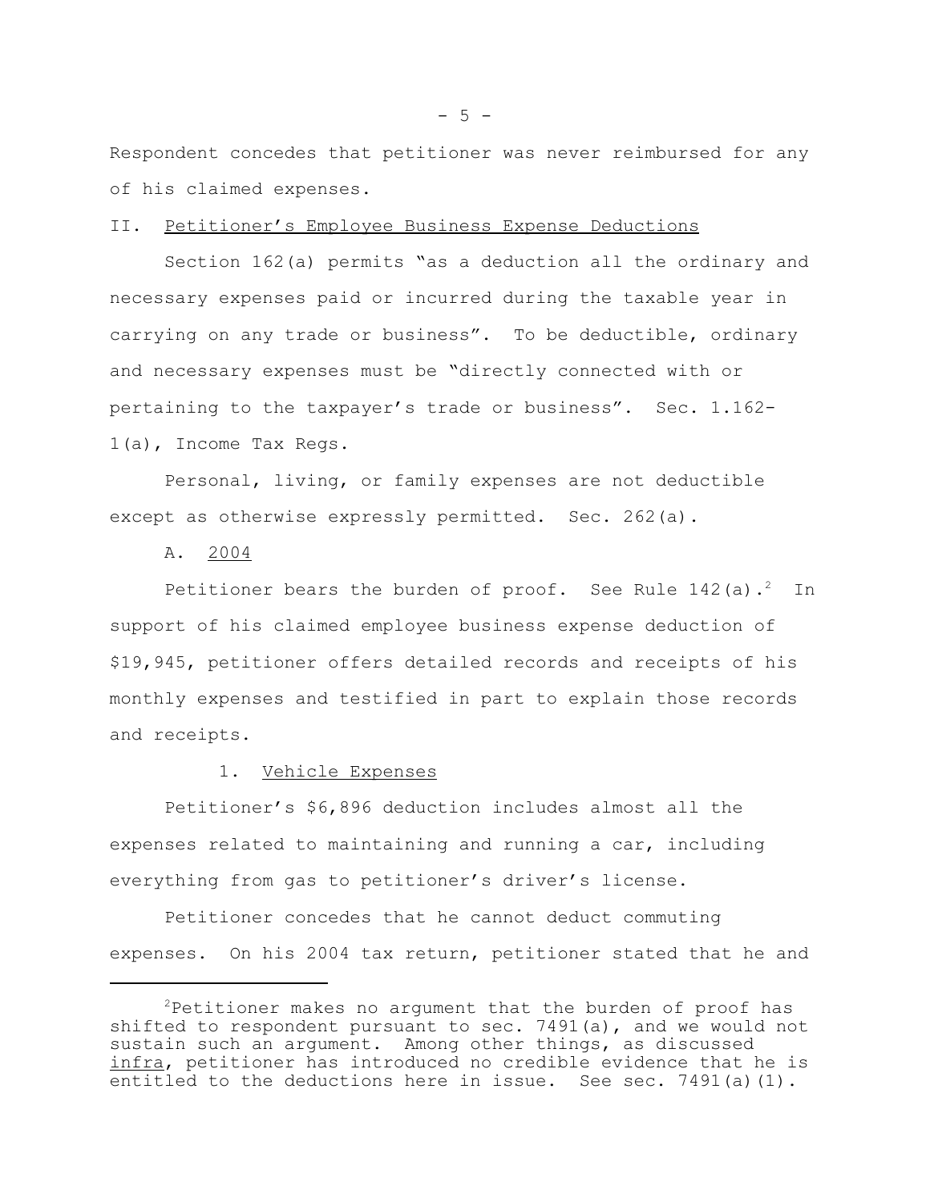Respondent concedes that petitioner was never reimbursed for any of his claimed expenses.

## II. Petitioner's Employee Business Expense Deductions

Section 162(a) permits "as a deduction all the ordinary and necessary expenses paid or incurred during the taxable year in carrying on any trade or business". To be deductible, ordinary and necessary expenses must be "directly connected with or pertaining to the taxpayer's trade or business". Sec. 1.162-1(a), Income Tax Regs.

Personal, living, or family expenses are not deductible except as otherwise expressly permitted. Sec. 262(a).

### A. 2004

Petitioner bears the burden of proof. See Rule 142(a).[2] In support of his claimed employee business expense deduction of $19,945, petitioner offers detailed records and receipts of his monthly expenses and testified in part to explain those records and receipts.

#### 1. Vehicle Expenses

Petitioner's $6,896 deduction includes almost all the expenses related to maintaining and running a car, including everything from gas to petitioner's driver's license.

Petitioner concedes that he cannot deduct commuting expenses. On his 2004 tax return, petitioner stated that he and

---

[2] Petitioner makes no argument that the burden of proof has shifted to respondent pursuant to sec. 7491(a), and we would not sustain such an argument. Among other things, as discussed *infra*, petitioner has introduced no credible evidence that he is entitled to the deductions here in issue. See sec. 7491(a)(1).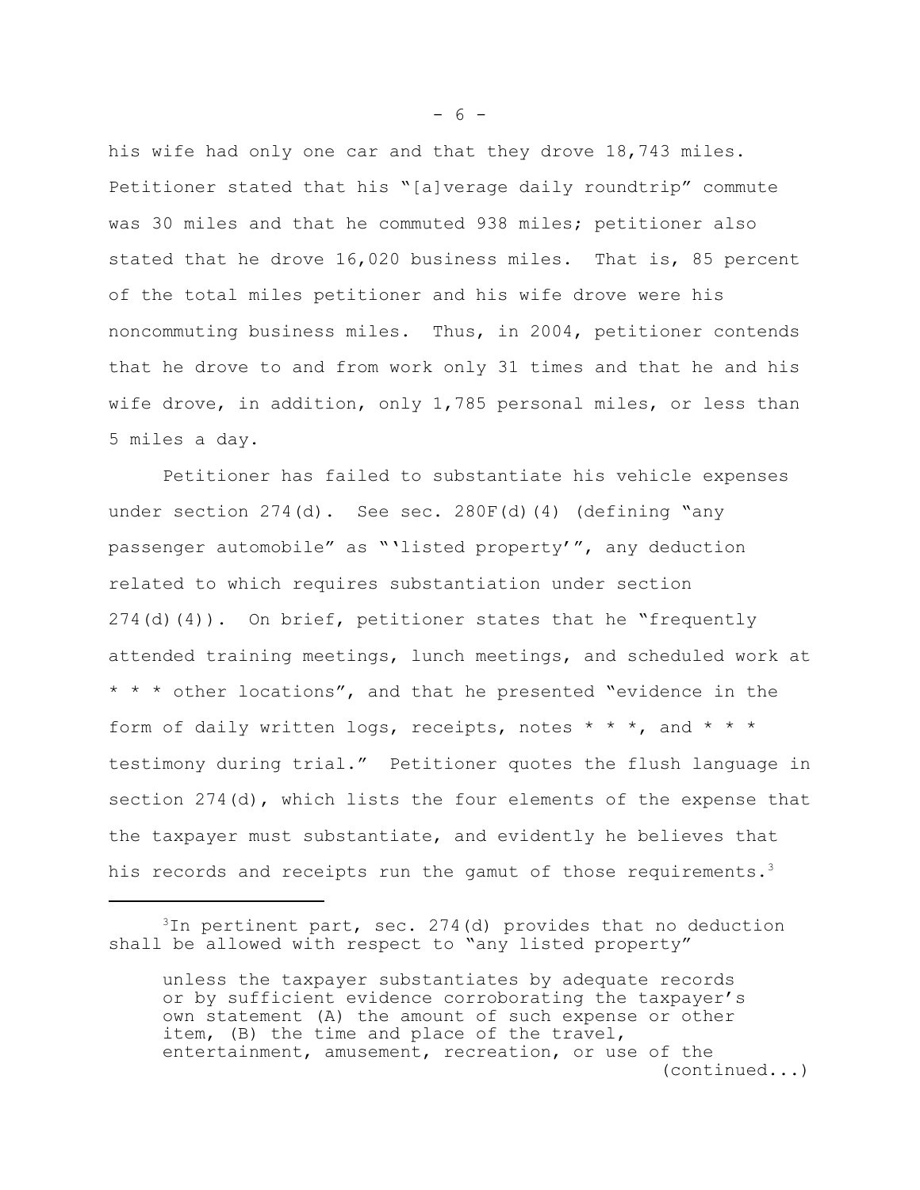his wife had only one car and that they drove 18,743 miles. Petitioner stated that his "[a]verage daily roundtrip" commute was 30 miles and that he commuted 938 miles; petitioner also stated that he drove 16,020 business miles. That is, 85 percent of the total miles petitioner and his wife drove were his noncommuting business miles. Thus, in 2004, petitioner contends that he drove to and from work only 31 times and that he and his wife drove, in addition, only 1,785 personal miles, or less than 5 miles a day.

Petitioner has failed to substantiate his vehicle expenses under section 274(d). See sec. 280F(d)(4) (defining "any passenger automobile" as "'listed property'", any deduction related to which requires substantiation under section 274(d)(4)). On brief, petitioner states that he "frequently attended training meetings, lunch meetings, and scheduled work at * * * other locations", and that he presented "evidence in the form of daily written logs, receipts, notes * * *, and * * * testimony during trial." Petitioner quotes the flush language in section 274(d), which lists the four elements of the expense that the taxpayer must substantiate, and evidently he believes that his records and receipts run the gamut of those requirements.[3]

---

[3]In pertinent part, sec. 274(d) provides that no deduction shall be allowed with respect to "any listed property"

> unless the taxpayer substantiates by adequate records or by sufficient evidence corroborating the taxpayer's own statement (A) the amount of such expense or other item, (B) the time and place of the travel, entertainment, amusement, recreation, or use of the

(continued...)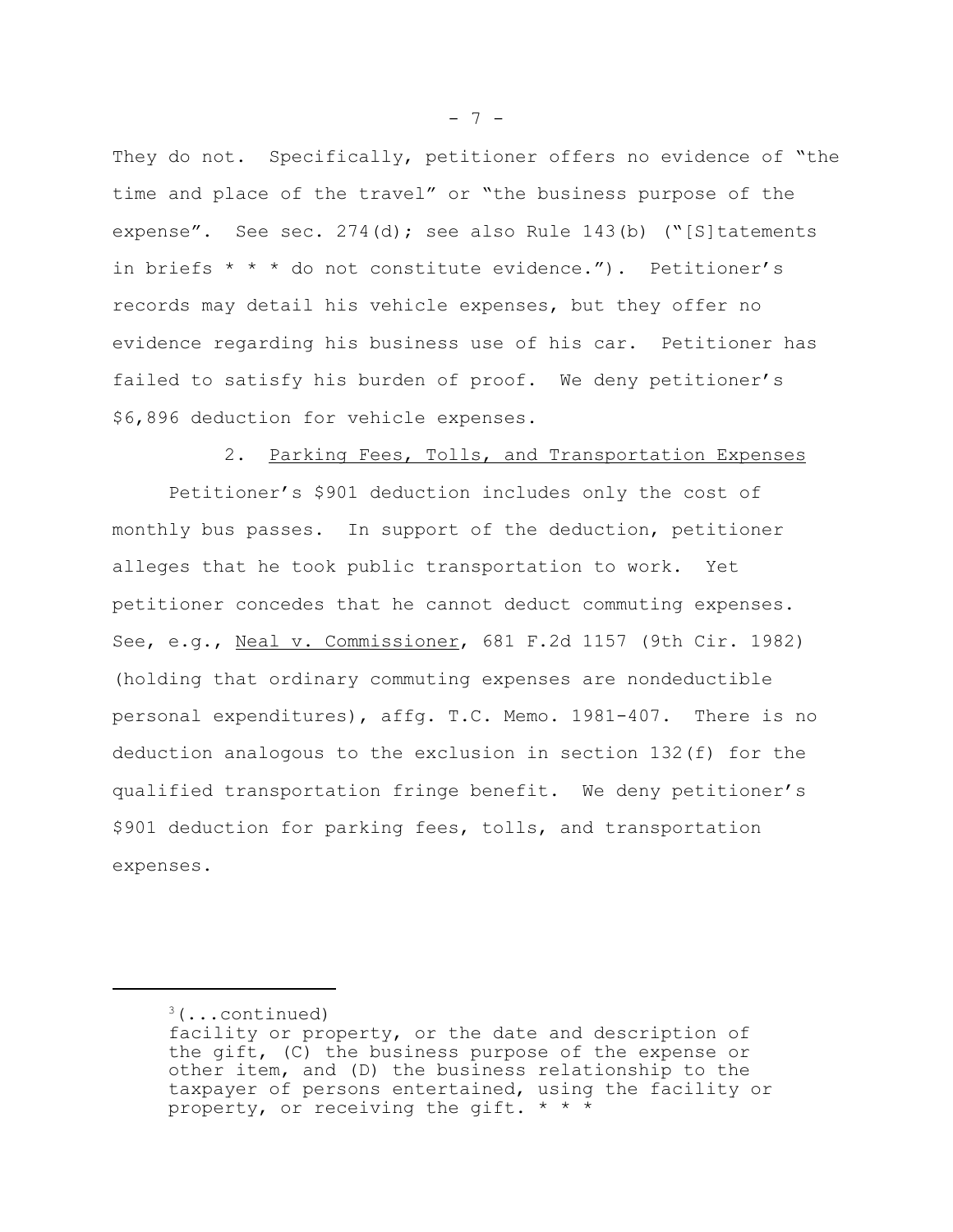They do not. Specifically, petitioner offers no evidence of "the time and place of the travel" or "the business purpose of the expense". See sec. 274(d); see also Rule 143(b) ("[S]tatements in briefs * * * do not constitute evidence."). Petitioner's records may detail his vehicle expenses, but they offer no evidence regarding his business use of his car. Petitioner has failed to satisfy his burden of proof. We deny petitioner's $6,896 deduction for vehicle expenses.

2. Parking Fees, Tolls, and Transportation Expenses

Petitioner's $901 deduction includes only the cost of monthly bus passes. In support of the deduction, petitioner alleges that he took public transportation to work. Yet petitioner concedes that he cannot deduct commuting expenses. See, e.g., Neal v. Commissioner, 681 F.2d 1157 (9th Cir. 1982) (holding that ordinary commuting expenses are nondeductible personal expenditures), affg. T.C. Memo. 1981-407. There is no deduction analogous to the exclusion in section 132(f) for the qualified transportation fringe benefit. We deny petitioner's $901 deduction for parking fees, tolls, and transportation expenses.

---

[3](...continued)
facility or property, or the date and description of the gift, (C) the business purpose of the expense or other item, and (D) the business relationship to the taxpayer of persons entertained, using the facility or property, or receiving the gift. * * *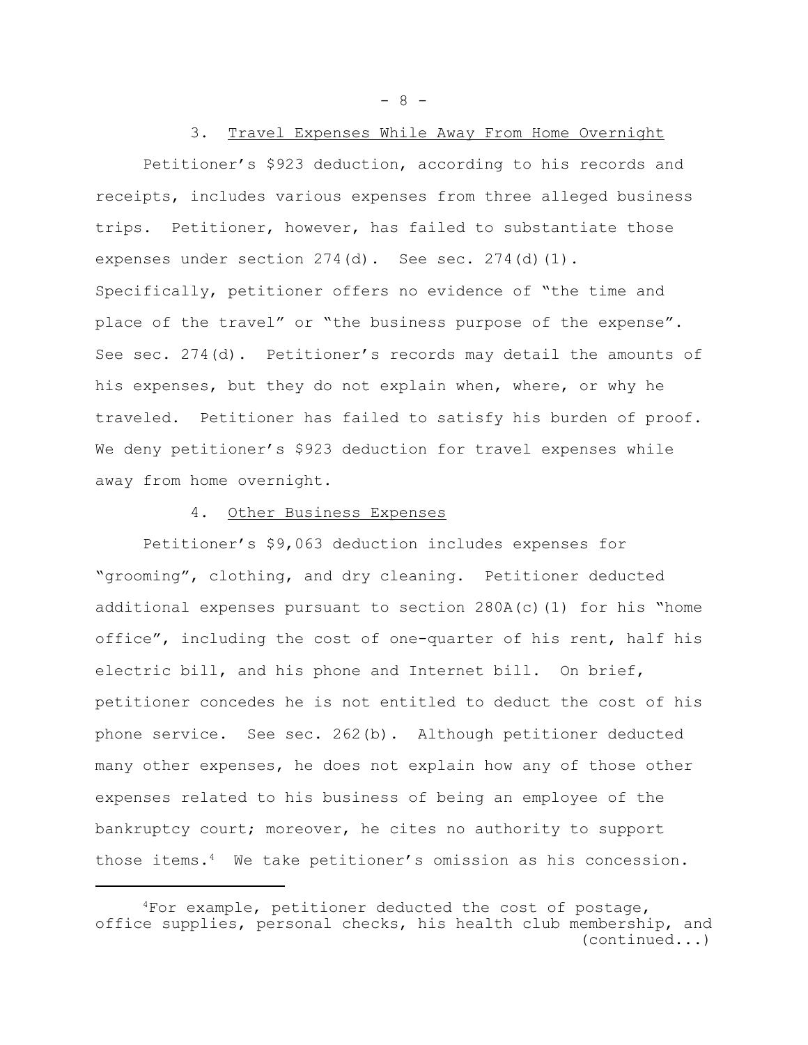### 3. Travel Expenses While Away From Home Overnight

Petitioner's $923 deduction, according to his records and receipts, includes various expenses from three alleged business trips. Petitioner, however, has failed to substantiate those expenses under section 274(d). See sec. 274(d)(1). Specifically, petitioner offers no evidence of "the time and place of the travel" or "the business purpose of the expense". See sec. 274(d). Petitioner's records may detail the amounts of his expenses, but they do not explain when, where, or why he traveled. Petitioner has failed to satisfy his burden of proof. We deny petitioner's $923 deduction for travel expenses while away from home overnight.

### 4. Other Business Expenses

Petitioner's $9,063 deduction includes expenses for "grooming", clothing, and dry cleaning. Petitioner deducted additional expenses pursuant to section 280A(c)(1) for his "home office", including the cost of one-quarter of his rent, half his electric bill, and his phone and Internet bill. On brief, petitioner concedes he is not entitled to deduct the cost of his phone service. See sec. 262(b). Although petitioner deducted many other expenses, he does not explain how any of those other expenses related to his business of being an employee of the bankruptcy court; moreover, he cites no authority to support those items.[4] We take petitioner's omission as his concession.

---

[4]For example, petitioner deducted the cost of postage, office supplies, personal checks, his health club membership, and (continued...)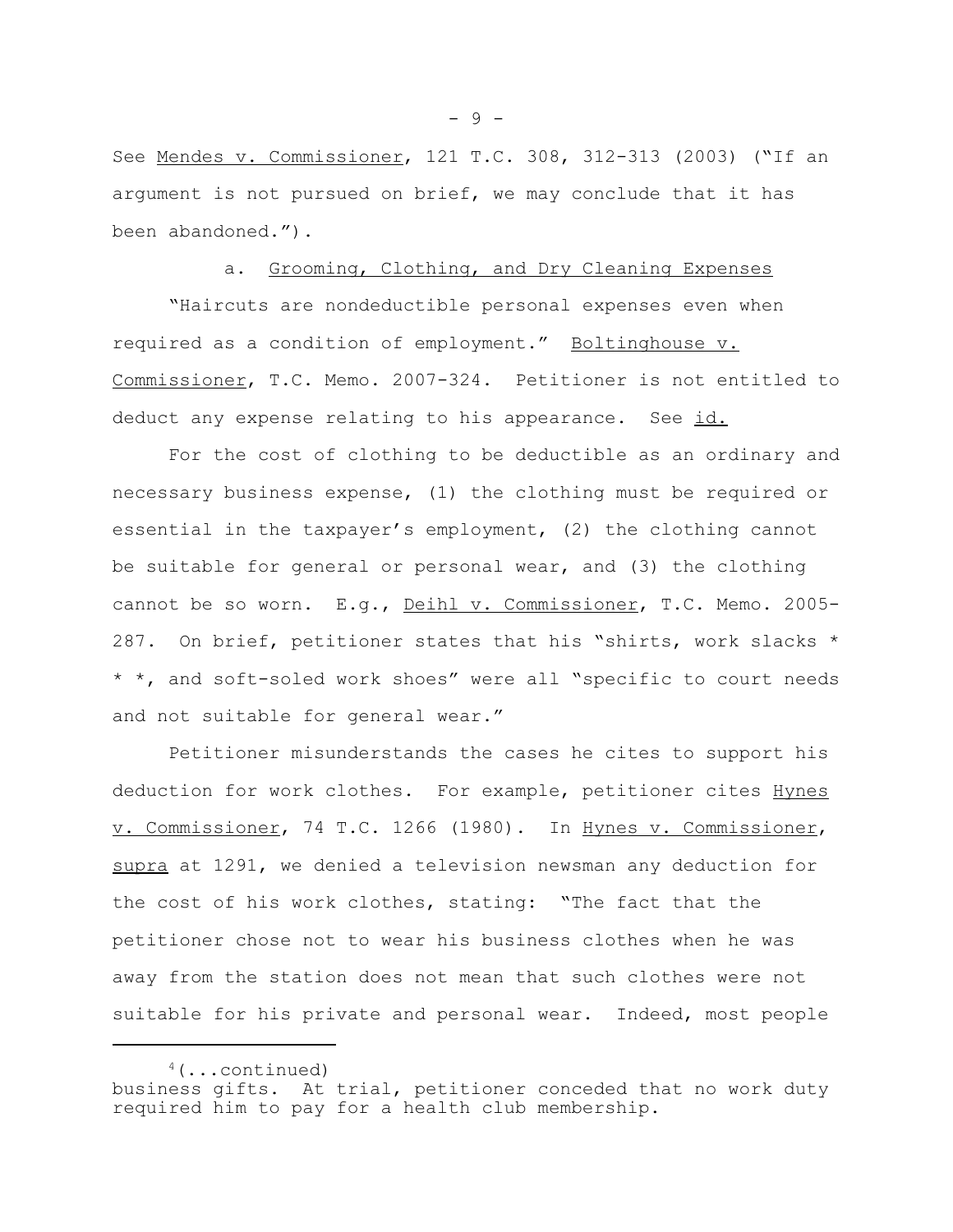See Mendes v. Commissioner, 121 T.C. 308, 312-313 (2003) ("If an argument is not pursued on brief, we may conclude that it has been abandoned.").

a. Grooming, Clothing, and Dry Cleaning Expenses

"Haircuts are nondeductible personal expenses even when required as a condition of employment." Boltinghouse v. Commissioner, T.C. Memo. 2007-324. Petitioner is not entitled to deduct any expense relating to his appearance. See id.

For the cost of clothing to be deductible as an ordinary and necessary business expense, (1) the clothing must be required or essential in the taxpayer's employment, (2) the clothing cannot be suitable for general or personal wear, and (3) the clothing cannot be so worn. E.g., Deihl v. Commissioner, T.C. Memo. 2005-287. On brief, petitioner states that his "shirts, work slacks * * *, and soft-soled work shoes" were all "specific to court needs and not suitable for general wear."

Petitioner misunderstands the cases he cites to support his deduction for work clothes. For example, petitioner cites Hynes v. Commissioner, 74 T.C. 1266 (1980). In Hynes v. Commissioner, supra at 1291, we denied a television newsman any deduction for the cost of his work clothes, stating: "The fact that the petitioner chose not to wear his business clothes when he was away from the station does not mean that such clothes were not suitable for his private and personal wear. Indeed, most people

[4](...continued) business gifts. At trial, petitioner conceded that no work duty required him to pay for a health club membership.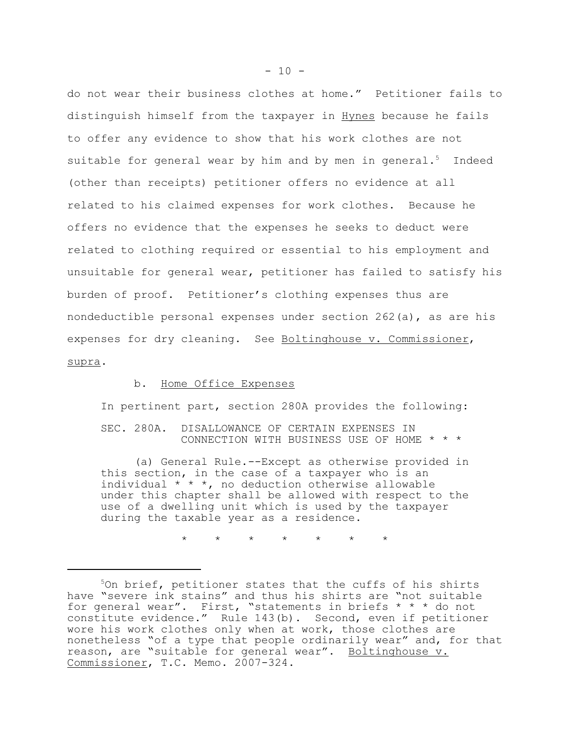do not wear their business clothes at home." Petitioner fails to distinguish himself from the taxpayer in Hynes because he fails to offer any evidence to show that his work clothes are not suitable for general wear by him and by men in general.[5] Indeed (other than receipts) petitioner offers no evidence at all related to his claimed expenses for work clothes. Because he offers no evidence that the expenses he seeks to deduct were related to clothing required or essential to his employment and unsuitable for general wear, petitioner has failed to satisfy his burden of proof. Petitioner's clothing expenses thus are nondeductible personal expenses under section 262(a), as are his expenses for dry cleaning. See Boltinghouse v. Commissioner, supra.

b. Home Office Expenses

In pertinent part, section 280A provides the following:

> SEC. 280A. DISALLOWANCE OF CERTAIN EXPENSES IN CONNECTION WITH BUSINESS USE OF HOME * * *
>
> (a) General Rule.--Except as otherwise provided in this section, in the case of a taxpayer who is an individual * * *, no deduction otherwise allowable under this chapter shall be allowed with respect to the use of a dwelling unit which is used by the taxpayer during the taxable year as a residence.
>
> \* \* \* \* \* \* \*

---

[5] On brief, petitioner states that the cuffs of his shirts have "severe ink stains" and thus his shirts are "not suitable for general wear". First, "statements in briefs * * * do not constitute evidence." Rule 143(b). Second, even if petitioner wore his work clothes only when at work, those clothes are nonetheless "of a type that people ordinarily wear" and, for that reason, are "suitable for general wear". Boltinghouse v. Commissioner, T.C. Memo. 2007-324.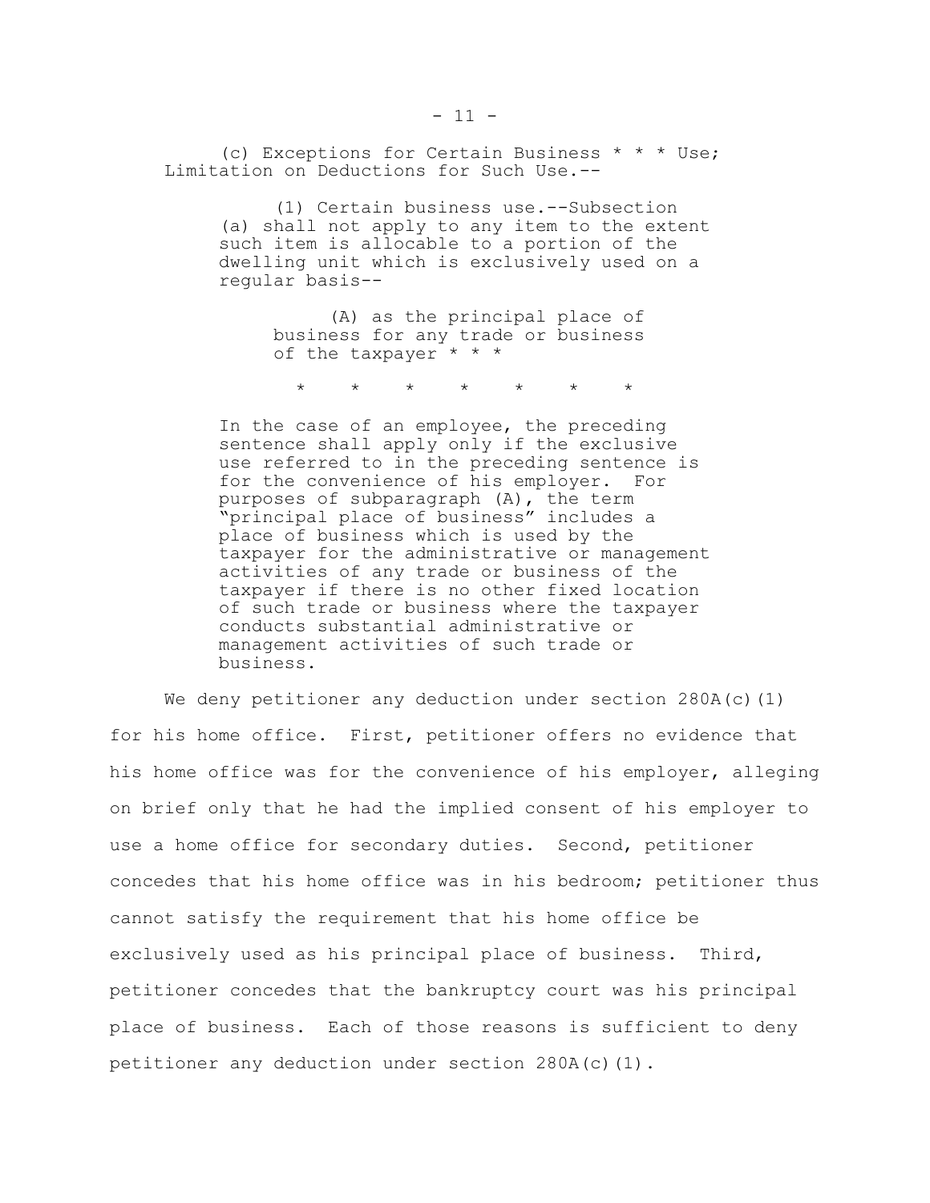> (c) Exceptions for Certain Business * * * Use; Limitation on Deductions for Such Use.--
>
> (1) Certain business use.--Subsection (a) shall not apply to any item to the extent such item is allocable to a portion of the dwelling unit which is exclusively used on a regular basis--
>
> (A) as the principal place of business for any trade or business of the taxpayer * * *
>
> \* \* \* \* \* \* \*
>
> In the case of an employee, the preceding sentence shall apply only if the exclusive use referred to in the preceding sentence is for the convenience of his employer. For purposes of subparagraph (A), the term "principal place of business" includes a place of business which is used by the taxpayer for the administrative or management activities of any trade or business of the taxpayer if there is no other fixed location of such trade or business where the taxpayer conducts substantial administrative or management activities of such trade or business.

We deny petitioner any deduction under section 280A(c)(1) for his home office. First, petitioner offers no evidence that his home office was for the convenience of his employer, alleging on brief only that he had the implied consent of his employer to use a home office for secondary duties. Second, petitioner concedes that his home office was in his bedroom; petitioner thus cannot satisfy the requirement that his home office be exclusively used as his principal place of business. Third, petitioner concedes that the bankruptcy court was his principal place of business. Each of those reasons is sufficient to deny petitioner any deduction under section 280A(c)(1).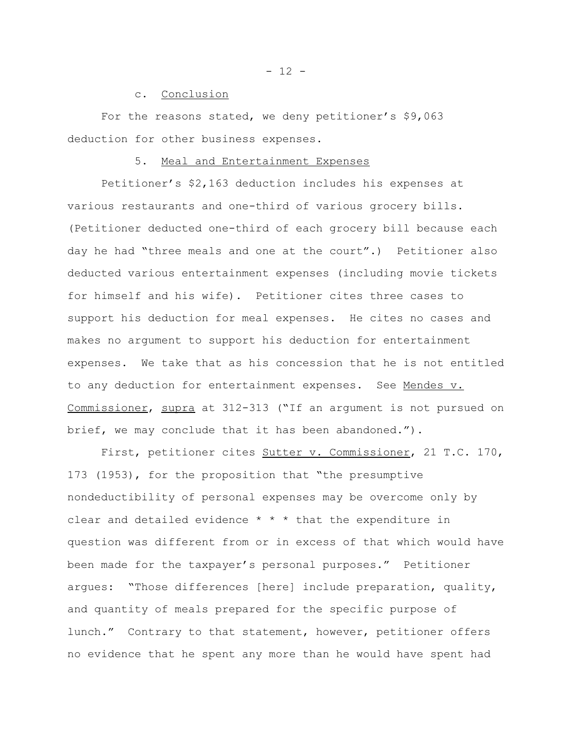c. Conclusion

For the reasons stated, we deny petitioner’s $9,063 deduction for other business expenses.

5. Meal and Entertainment Expenses

Petitioner’s $2,163 deduction includes his expenses at various restaurants and one-third of various grocery bills. (Petitioner deducted one-third of each grocery bill because each day he had “three meals and one at the court”.) Petitioner also deducted various entertainment expenses (including movie tickets for himself and his wife). Petitioner cites three cases to support his deduction for meal expenses. He cites no cases and makes no argument to support his deduction for entertainment expenses. We take that as his concession that he is not entitled to any deduction for entertainment expenses. See Mendes v. Commissioner, supra at 312-313 (“If an argument is not pursued on brief, we may conclude that it has been abandoned.”).

First, petitioner cites Sutter v. Commissioner, 21 T.C. 170, 173 (1953), for the proposition that “the presumptive nondeductibility of personal expenses may be overcome only by clear and detailed evidence * * * that the expenditure in question was different from or in excess of that which would have been made for the taxpayer’s personal purposes.” Petitioner argues: “Those differences [here] include preparation, quality, and quantity of meals prepared for the specific purpose of lunch.” Contrary to that statement, however, petitioner offers no evidence that he spent any more than he would have spent had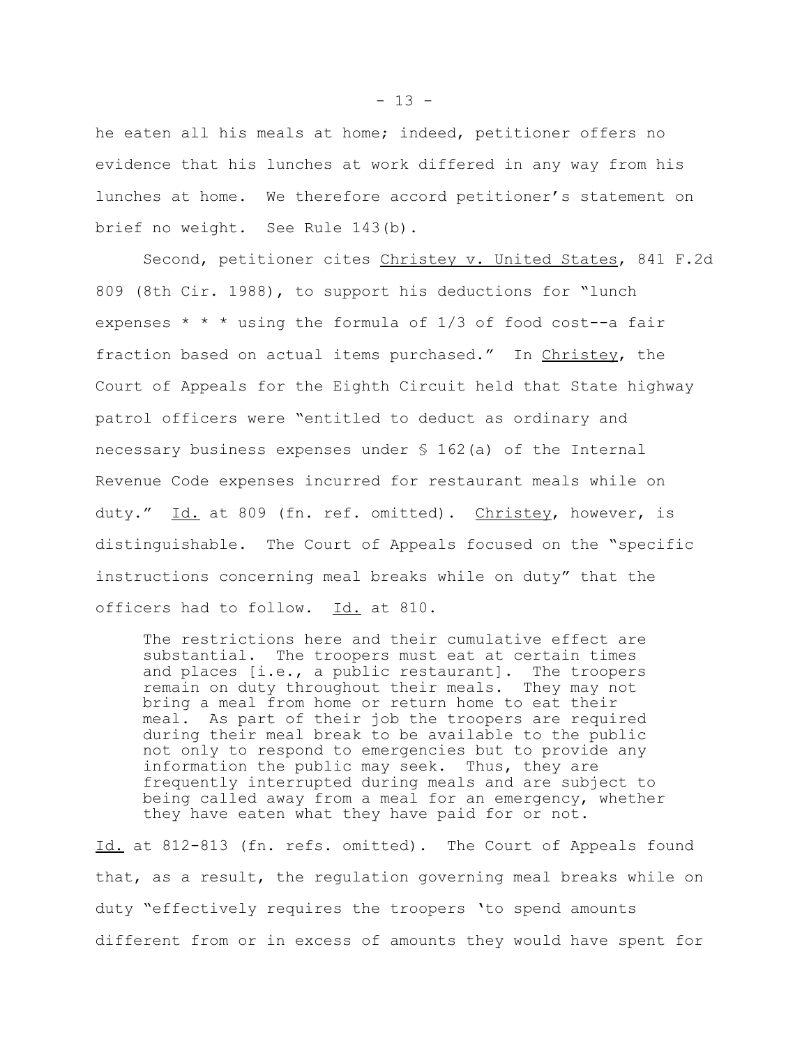he eaten all his meals at home; indeed, petitioner offers no evidence that his lunches at work differed in any way from his lunches at home. We therefore accord petitioner's statement on brief no weight. See Rule 143(b).

Second, petitioner cites Christey v. United States, 841 F.2d 809 (8th Cir. 1988), to support his deductions for "lunch expenses * * * using the formula of 1/3 of food cost--a fair fraction based on actual items purchased." In Christey, the Court of Appeals for the Eighth Circuit held that State highway patrol officers were "entitled to deduct as ordinary and necessary business expenses under § 162(a) of the Internal Revenue Code expenses incurred for restaurant meals while on duty." Id. at 809 (fn. ref. omitted). Christey, however, is distinguishable. The Court of Appeals focused on the "specific instructions concerning meal breaks while on duty" that the officers had to follow. Id. at 810.

> The restrictions here and their cumulative effect are substantial. The troopers must eat at certain times and places [i.e., a public restaurant]. The troopers remain on duty throughout their meals. They may not bring a meal from home or return home to eat their meal. As part of their job the troopers are required during their meal break to be available to the public not only to respond to emergencies but to provide any information the public may seek. Thus, they are frequently interrupted during meals and are subject to being called away from a meal for an emergency, whether they have eaten what they have paid for or not.

Id. at 812-813 (fn. refs. omitted). The Court of Appeals found that, as a result, the regulation governing meal breaks while on duty "effectively requires the troopers 'to spend amounts different from or in excess of amounts they would have spent for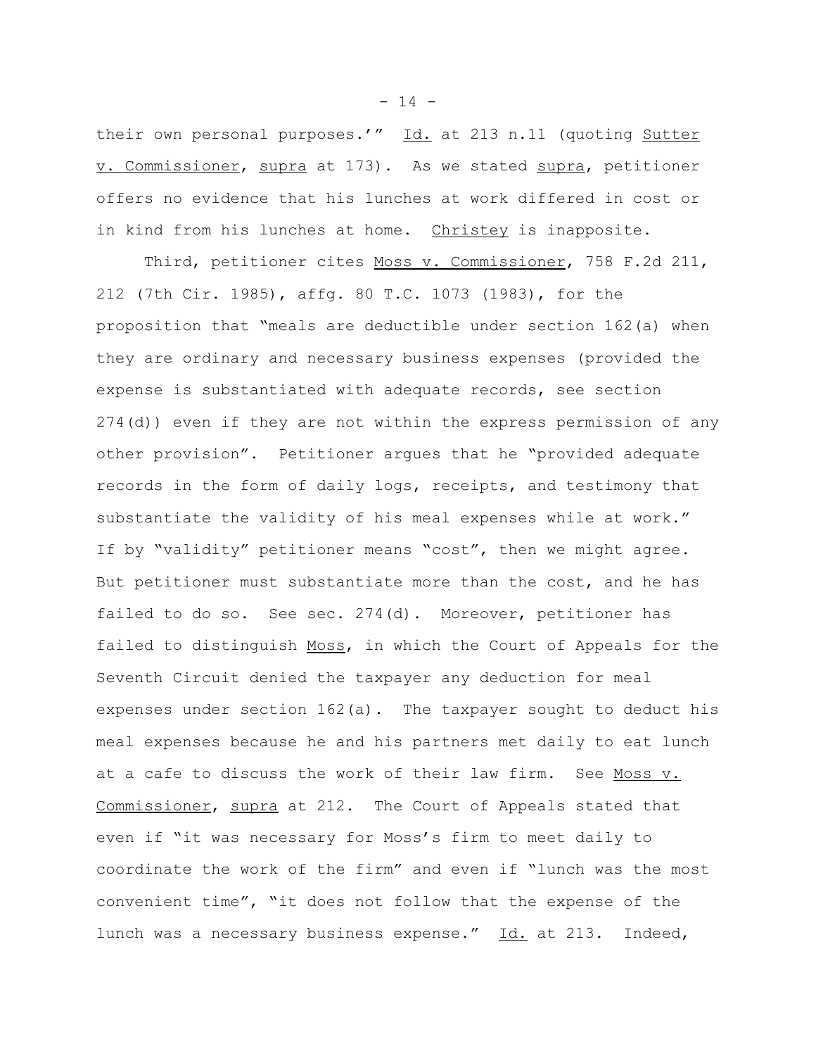their own personal purposes.'" Id. at 213 n.11 (quoting Sutter v. Commissioner, supra at 173). As we stated supra, petitioner offers no evidence that his lunches at work differed in cost or in kind from his lunches at home. Christey is inapposite.

Third, petitioner cites Moss v. Commissioner, 758 F.2d 211, 212 (7th Cir. 1985), affg. 80 T.C. 1073 (1983), for the proposition that "meals are deductible under section 162(a) when they are ordinary and necessary business expenses (provided the expense is substantiated with adequate records, see section 274(d)) even if they are not within the express permission of any other provision". Petitioner argues that he "provided adequate records in the form of daily logs, receipts, and testimony that substantiate the validity of his meal expenses while at work." If by "validity" petitioner means "cost", then we might agree. But petitioner must substantiate more than the cost, and he has failed to do so. See sec. 274(d). Moreover, petitioner has failed to distinguish Moss, in which the Court of Appeals for the Seventh Circuit denied the taxpayer any deduction for meal expenses under section 162(a). The taxpayer sought to deduct his meal expenses because he and his partners met daily to eat lunch at a cafe to discuss the work of their law firm. See Moss v. Commissioner, supra at 212. The Court of Appeals stated that even if "it was necessary for Moss's firm to meet daily to coordinate the work of the firm" and even if "lunch was the most convenient time", "it does not follow that the expense of the lunch was a necessary business expense." Id. at 213. Indeed,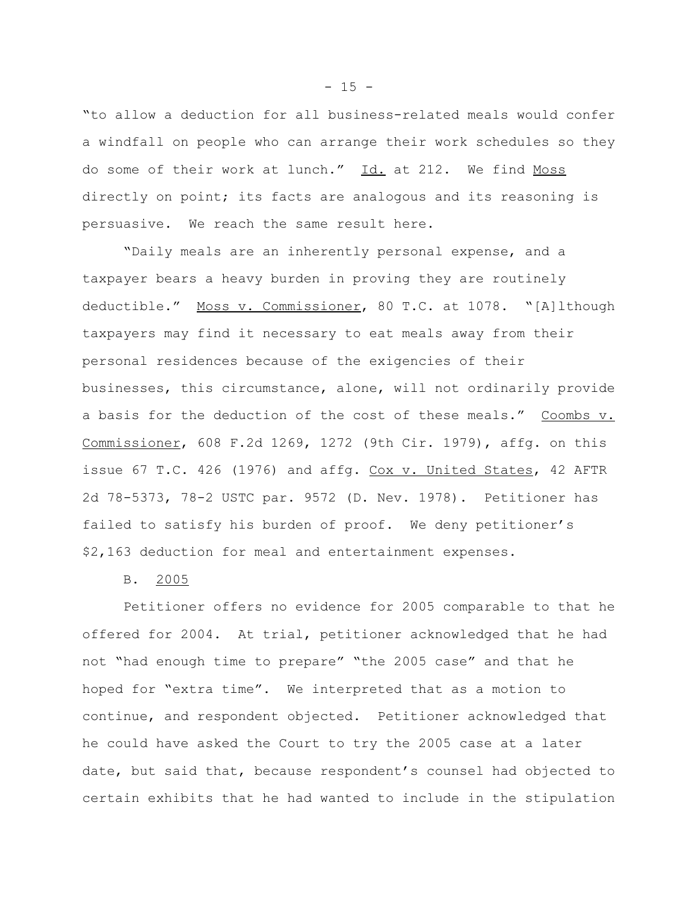"to allow a deduction for all business-related meals would confer a windfall on people who can arrange their work schedules so they do some of their work at lunch." Id. at 212. We find Moss directly on point; its facts are analogous and its reasoning is persuasive. We reach the same result here.

"Daily meals are an inherently personal expense, and a taxpayer bears a heavy burden in proving they are routinely deductible." Moss v. Commissioner, 80 T.C. at 1078. "[A]lthough taxpayers may find it necessary to eat meals away from their personal residences because of the exigencies of their businesses, this circumstance, alone, will not ordinarily provide a basis for the deduction of the cost of these meals." Coombs v. Commissioner, 608 F.2d 1269, 1272 (9th Cir. 1979), affg. on this issue 67 T.C. 426 (1976) and affg. Cox v. United States, 42 AFTR 2d 78-5373, 78-2 USTC par. 9572 (D. Nev. 1978). Petitioner has failed to satisfy his burden of proof. We deny petitioner's $2,163 deduction for meal and entertainment expenses.

B. 2005

Petitioner offers no evidence for 2005 comparable to that he offered for 2004. At trial, petitioner acknowledged that he had not "had enough time to prepare" "the 2005 case" and that he hoped for "extra time". We interpreted that as a motion to continue, and respondent objected. Petitioner acknowledged that he could have asked the Court to try the 2005 case at a later date, but said that, because respondent's counsel had objected to certain exhibits that he had wanted to include in the stipulation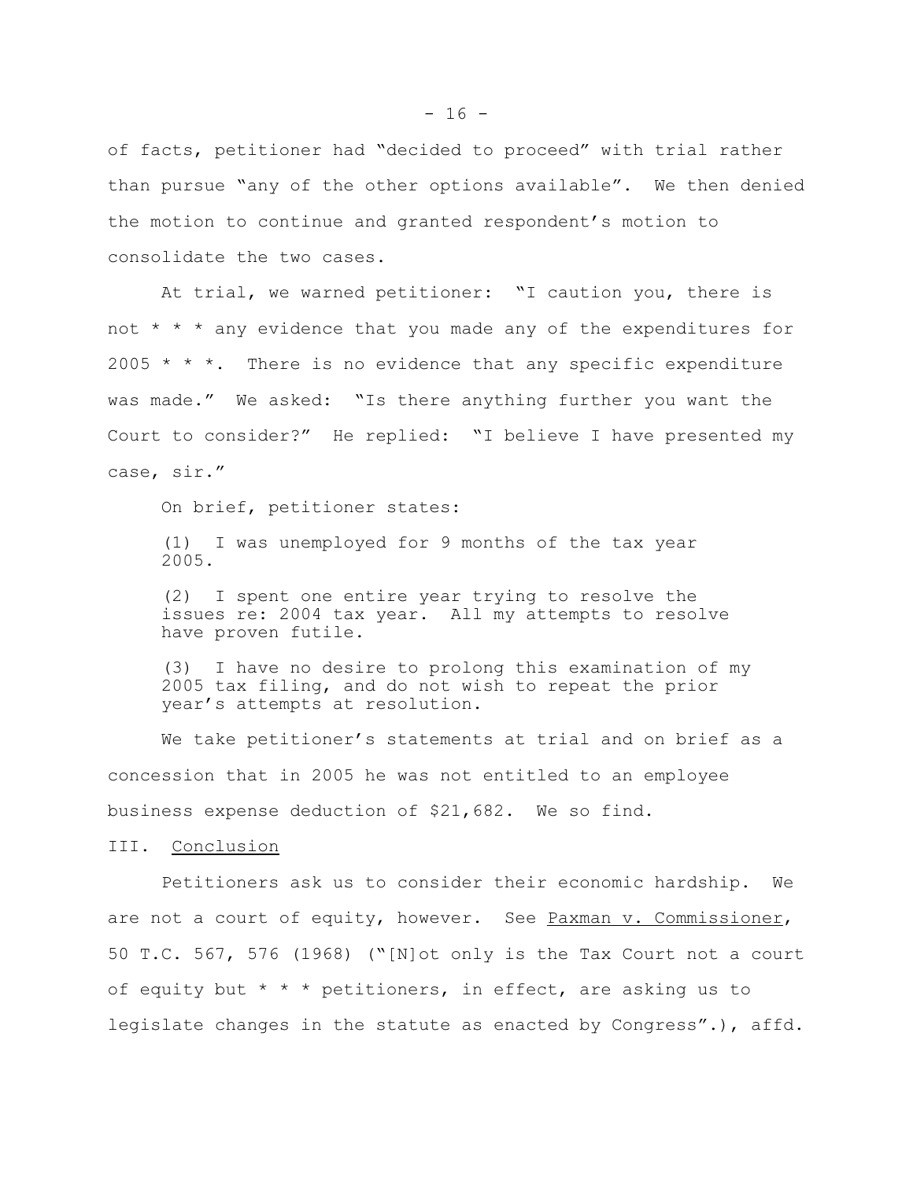of facts, petitioner had "decided to proceed" with trial rather than pursue "any of the other options available". We then denied the motion to continue and granted respondent's motion to consolidate the two cases.

At trial, we warned petitioner: "I caution you, there is not * * * any evidence that you made any of the expenditures for 2005 * * *. There is no evidence that any specific expenditure was made." We asked: "Is there anything further you want the Court to consider?" He replied: "I believe I have presented my case, sir."

On brief, petitioner states:

> (1) I was unemployed for 9 months of the tax year 2005.
>
> (2) I spent one entire year trying to resolve the issues re: 2004 tax year. All my attempts to resolve have proven futile.
>
> (3) I have no desire to prolong this examination of my 2005 tax filing, and do not wish to repeat the prior year's attempts at resolution.

We take petitioner's statements at trial and on brief as a concession that in 2005 he was not entitled to an employee business expense deduction of $21,682. We so find.

III. Conclusion

Petitioners ask us to consider their economic hardship. We are not a court of equity, however. See Paxman v. Commissioner, 50 T.C. 567, 576 (1968) ("[N]ot only is the Tax Court not a court of equity but * * * petitioners, in effect, are asking us to legislate changes in the statute as enacted by Congress".), affd.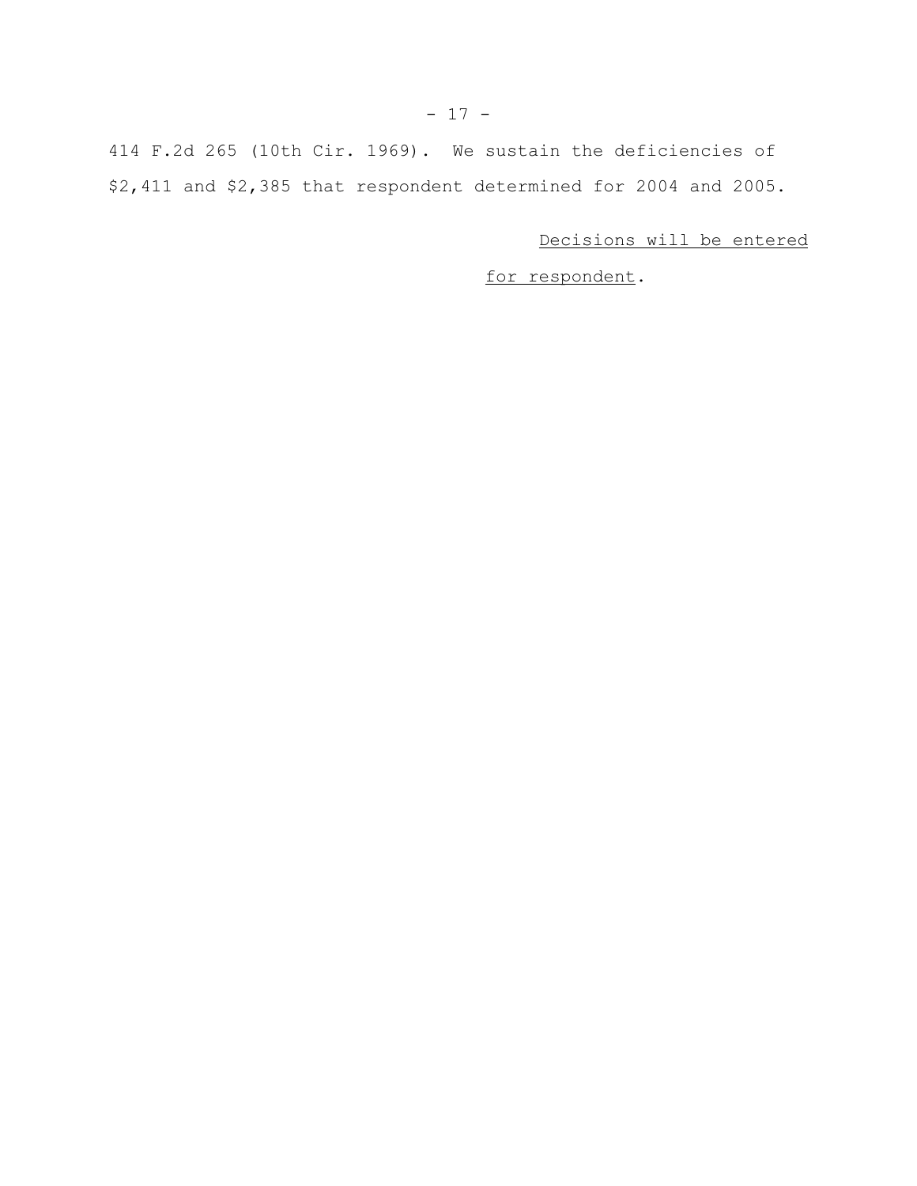414 F.2d 265 (10th Cir. 1969). We sustain the deficiencies of $2,411 and $2,385 that respondent determined for 2004 and 2005.

Decisions will be entered for respondent.